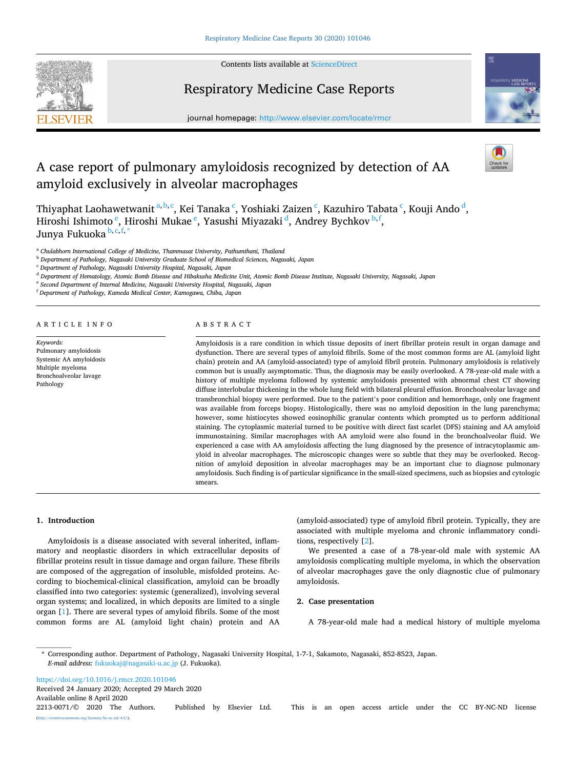# A case report of pulmonary amyloidosis recognized by detection of AA amyloid exclusively in alveolar macrophages

Thiyaphat Laohawetwanit[a,b,c], Kei Tanaka[c], Yoshiaki Zaizen[c], Kazuhiro Tabata[c], Kouji Ando[d], Hiroshi Ishimoto[e], Hiroshi Mukae[e], Yasushi Miyazaki[d], Andrey Bychkov[b,f], Junya Fukuoka[b,c,f,*]

[a] Chulabhorn International College of Medicine, Thammasat University, Pathumthani, Thailand
[b] Department of Pathology, Nagasaki University Graduate School of Biomedical Sciences, Nagasaki, Japan
[c] Department of Pathology, Nagasaki University Hospital, Nagasaki, Japan
[d] Department of Hematology, Atomic Bomb Disease and Hibakusha Medicine Unit, Atomic Bomb Disease Institute, Nagasaki University, Nagasaki, Japan
[e] Second Department of Internal Medicine, Nagasaki University Hospital, Nagasaki, Japan
[f] Department of Pathology, Kameda Medical Center, Kamogawa, Chiba, Japan

## ARTICLE INFO

*Keywords:*
Pulmonary amyloidosis
Systemic AA amyloidosis
Multiple myeloma
Bronchoalveolar lavage
Pathology

## ABSTRACT

Amyloidosis is a rare condition in which tissue deposits of inert fibrillar protein result in organ damage and dysfunction. There are several types of amyloid fibrils. Some of the most common forms are AL (amyloid light chain) protein and AA (amyloid-associated) type of amyloid fibril protein. Pulmonary amyloidosis is relatively common but is usually asymptomatic. Thus, the diagnosis may be easily overlooked. A 78-year-old male with a history of multiple myeloma followed by systemic amyloidosis presented with abnormal chest CT showing diffuse interlobular thickening in the whole lung field with bilateral pleural effusion. Bronchoalveolar lavage and transbronchial biopsy were performed. Due to the patient's poor condition and hemorrhage, only one fragment was available from forceps biopsy. Histologically, there was no amyloid deposition in the lung parenchyma; however, some histiocytes showed eosinophilic granular contents which prompted us to perform additional staining. The cytoplasmic material turned to be positive with direct fast scarlet (DFS) staining and AA amyloid immunostaining. Similar macrophages with AA amyloid were also found in the bronchoalveolar fluid. We experienced a case with AA amyloidosis affecting the lung diagnosed by the presence of intracytoplasmic amyloid in alveolar macrophages. The microscopic changes were so subtle that they may be overlooked. Recognition of amyloid deposition in alveolar macrophages may be an important clue to diagnose pulmonary amyloidosis. Such finding is of particular significance in the small-sized specimens, such as biopsies and cytologic smears.

## 1. Introduction

Amyloidosis is a disease associated with several inherited, inflammatory and neoplastic disorders in which extracellular deposits of fibrillar proteins result in tissue damage and organ failure. These fibrils are composed of the aggregation of insoluble, misfolded proteins. According to biochemical-clinical classification, amyloid can be broadly classified into two categories: systemic (generalized), involving several organ systems; and localized, in which deposits are limited to a single organ [1]. There are several types of amyloid fibrils. Some of the most common forms are AL (amyloid light chain) protein and AA (amyloid-associated) type of amyloid fibril protein. Typically, they are associated with multiple myeloma and chronic inflammatory conditions, respectively [2].

We presented a case of a 78-year-old male with systemic AA amyloidosis complicating multiple myeloma, in which the observation of alveolar macrophages gave the only diagnostic clue of pulmonary amyloidosis.

## 2. Case presentation

A 78-year-old male had a medical history of multiple myeloma

---

* Corresponding author. Department of Pathology, Nagasaki University Hospital, 1-7-1, Sakamoto, Nagasaki, 852-8523, Japan.
*E-mail address:* fukuokaj@nagasaki-u.ac.jp (J. Fukuoka).

https://doi.org/10.1016/j.rmcr.2020.101046
Received 24 January 2020; Accepted 29 March 2020
Available online 8 April 2020
2213-0071/© 2020 The Authors. Published by Elsevier Ltd. This is an open access article under the CC BY-NC-ND license (http://creativecommons.org/licenses/by-nc-nd/4.0/).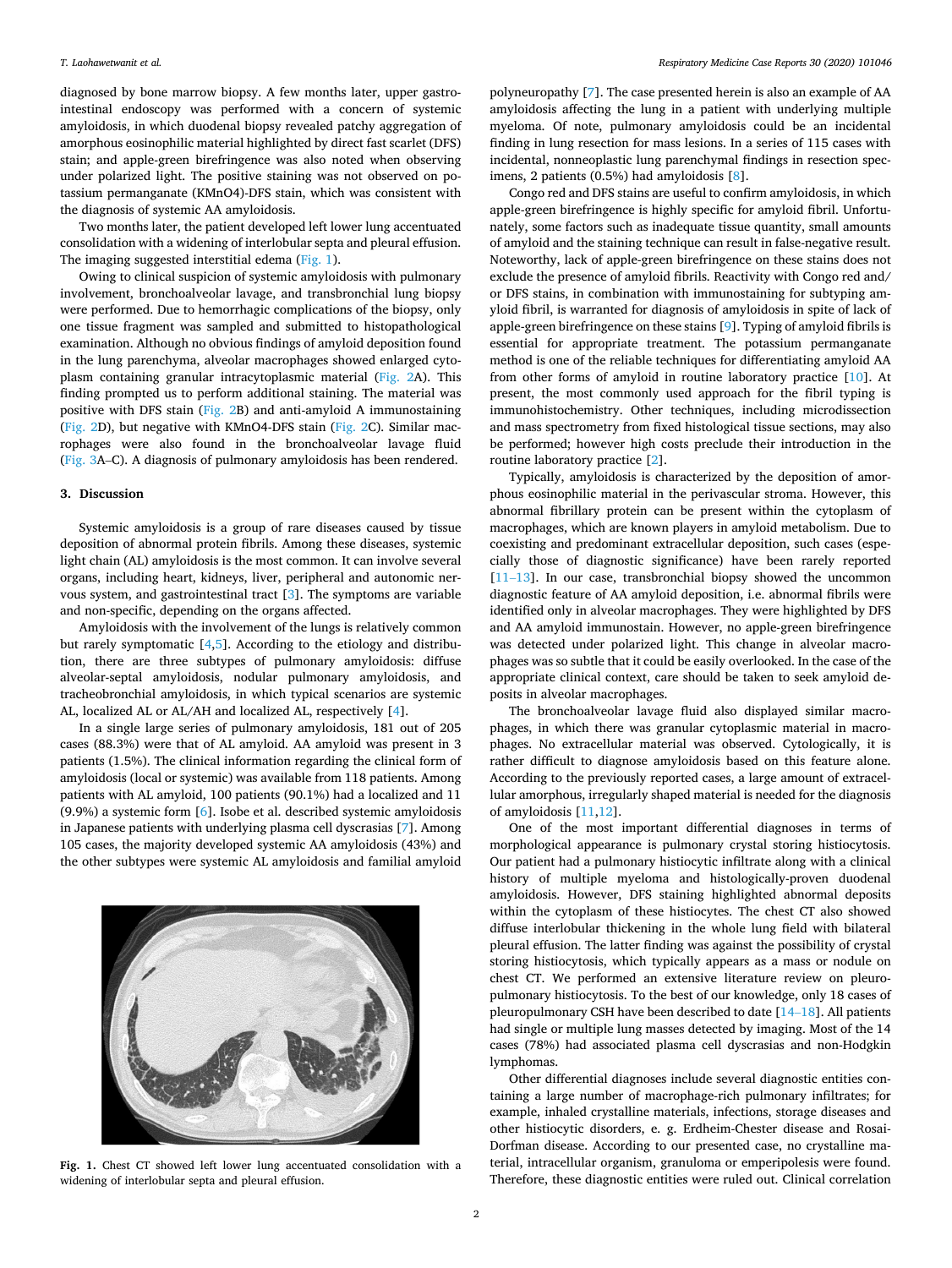diagnosed by bone marrow biopsy. A few months later, upper gastrointestinal endoscopy was performed with a concern of systemic amyloidosis, in which duodenal biopsy revealed patchy aggregation of amorphous eosinophilic material highlighted by direct fast scarlet (DFS) stain; and apple-green birefringence was also noted when observing under polarized light. The positive staining was not observed on potassium permanganate (KMnO4)-DFS stain, which was consistent with the diagnosis of systemic AA amyloidosis.

Two months later, the patient developed left lower lung accentuated consolidation with a widening of interlobular septa and pleural effusion. The imaging suggested interstitial edema (Fig. 1).

Owing to clinical suspicion of systemic amyloidosis with pulmonary involvement, bronchoalveolar lavage, and transbronchial lung biopsy were performed. Due to hemorrhagic complications of the biopsy, only one tissue fragment was sampled and submitted to histopathological examination. Although no obvious findings of amyloid deposition found in the lung parenchyma, alveolar macrophages showed enlarged cytoplasm containing granular intracytoplasmic material (Fig. 2A). This finding prompted us to perform additional staining. The material was positive with DFS stain (Fig. 2B) and anti-amyloid A immunostaining (Fig. 2D), but negative with KMnO4-DFS stain (Fig. 2C). Similar macrophages were also found in the bronchoalveolar lavage fluid (Fig. 3A–C). A diagnosis of pulmonary amyloidosis has been rendered.

## 3. Discussion

Systemic amyloidosis is a group of rare diseases caused by tissue deposition of abnormal protein fibrils. Among these diseases, systemic light chain (AL) amyloidosis is the most common. It can involve several organs, including heart, kidneys, liver, peripheral and autonomic nervous system, and gastrointestinal tract [3]. The symptoms are variable and non-specific, depending on the organs affected.

Amyloidosis with the involvement of the lungs is relatively common but rarely symptomatic [4,5]. According to the etiology and distribution, there are three subtypes of pulmonary amyloidosis: diffuse alveolar-septal amyloidosis, nodular pulmonary amyloidosis, and tracheobronchial amyloidosis, in which typical scenarios are systemic AL, localized AL or AL/AH and localized AL, respectively [4].

In a single large series of pulmonary amyloidosis, 181 out of 205 cases (88.3%) were that of AL amyloid. AA amyloid was present in 3 patients (1.5%). The clinical information regarding the clinical form of amyloidosis (local or systemic) was available from 118 patients. Among patients with AL amyloid, 100 patients (90.1%) had a localized and 11 (9.9%) a systemic form [6]. Isobe et al. described systemic amyloidosis in Japanese patients with underlying plasma cell dyscrasias [7]. Among 105 cases, the majority developed systemic AA amyloidosis (43%) and the other subtypes were systemic AL amyloidosis and familial amyloid

Fig. 1. Chest CT showed left lower lung accentuated consolidation with a widening of interlobular septa and pleural effusion.

polyneuropathy [7]. The case presented herein is also an example of AA amyloidosis affecting the lung in a patient with underlying multiple myeloma. Of note, pulmonary amyloidosis could be an incidental finding in lung resection for mass lesions. In a series of 115 cases with incidental, nonneoplastic lung parenchymal findings in resection specimens, 2 patients (0.5%) had amyloidosis [8].

Congo red and DFS stains are useful to confirm amyloidosis, in which apple-green birefringence is highly specific for amyloid fibril. Unfortunately, some factors such as inadequate tissue quantity, small amounts of amyloid and the staining technique can result in false-negative result. Noteworthy, lack of apple-green birefringence on these stains does not exclude the presence of amyloid fibrils. Reactivity with Congo red and/or DFS stains, in combination with immunostaining for subtyping amyloid fibril, is warranted for diagnosis of amyloidosis in spite of lack of apple-green birefringence on these stains [9]. Typing of amyloid fibrils is essential for appropriate treatment. The potassium permanganate method is one of the reliable techniques for differentiating amyloid AA from other forms of amyloid in routine laboratory practice [10]. At present, the most commonly used approach for the fibril typing is immunohistochemistry. Other techniques, including microdissection and mass spectrometry from fixed histological tissue sections, may also be performed; however high costs preclude their introduction in the routine laboratory practice [2].

Typically, amyloidosis is characterized by the deposition of amorphous eosinophilic material in the perivascular stroma. However, this abnormal fibrillary protein can be present within the cytoplasm of macrophages, which are known players in amyloid metabolism. Due to coexisting and predominant extracellular deposition, such cases (especially those of diagnostic significance) have been rarely reported [11–13]. In our case, transbronchial biopsy showed the uncommon diagnostic feature of AA amyloid deposition, i.e. abnormal fibrils were identified only in alveolar macrophages. They were highlighted by DFS and AA amyloid immunostain. However, no apple-green birefringence was detected under polarized light. This change in alveolar macrophages was so subtle that it could be easily overlooked. In the case of the appropriate clinical context, care should be taken to seek amyloid deposits in alveolar macrophages.

The bronchoalveolar lavage fluid also displayed similar macrophages, in which there was granular cytoplasmic material in macrophages. No extracellular material was observed. Cytologically, it is rather difficult to diagnose amyloidosis based on this feature alone. According to the previously reported cases, a large amount of extracellular amorphous, irregularly shaped material is needed for the diagnosis of amyloidosis [11,12].

One of the most important differential diagnoses in terms of morphological appearance is pulmonary crystal storing histiocytosis. Our patient had a pulmonary histiocytic infiltrate along with a clinical history of multiple myeloma and histologically-proven duodenal amyloidosis. However, DFS staining highlighted abnormal deposits within the cytoplasm of these histiocytes. The chest CT also showed diffuse interlobular thickening in the whole lung field with bilateral pleural effusion. The latter finding was against the possibility of crystal storing histiocytosis, which typically appears as a mass or nodule on chest CT. We performed an extensive literature review on pleuropulmonary histiocytosis. To the best of our knowledge, only 18 cases of pleuropulmonary CSH have been described to date [14–18]. All patients had single or multiple lung masses detected by imaging. Most of the 14 cases (78%) had associated plasma cell dyscrasias and non-Hodgkin lymphomas.

Other differential diagnoses include several diagnostic entities containing a large number of macrophage-rich pulmonary infiltrates; for example, inhaled crystalline materials, infections, storage diseases and other histiocytic disorders, e. g. Erdheim-Chester disease and Rosai-Dorfman disease. According to our presented case, no crystalline material, intracellular organism, granuloma or emperipolesis were found. Therefore, these diagnostic entities were ruled out. Clinical correlation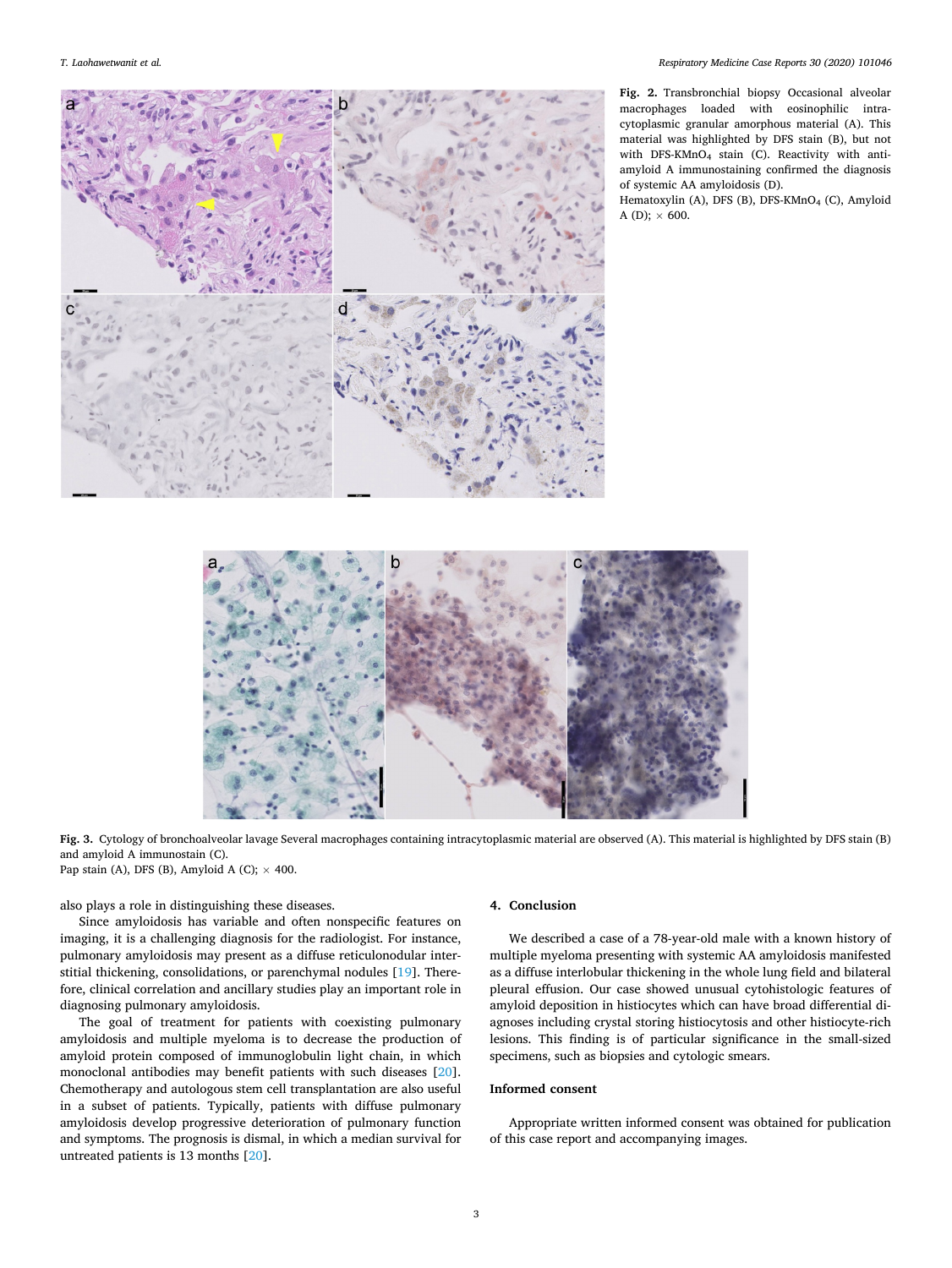**Fig. 2.** Transbronchial biopsy Occasional alveolar macrophages loaded with eosinophilic intracytoplasmic granular amorphous material (A). This material was highlighted by DFS stain (B), but not with DFS-$KMnO_4$ stain (C). Reactivity with anti-amyloid A immunostaining confirmed the diagnosis of systemic AA amyloidosis (D).
Hematoxylin (A), DFS (B), DFS-$KMnO_4$ (C), Amyloid A (D); × 600.

**Fig. 3.** Cytology of bronchoalveolar lavage Several macrophages containing intracytoplasmic material are observed (A). This material is highlighted by DFS stain (B) and amyloid A immunostain (C).
Pap stain (A), DFS (B), Amyloid A (C); × 400.

also plays a role in distinguishing these diseases.

Since amyloidosis has variable and often nonspecific features on imaging, it is a challenging diagnosis for the radiologist. For instance, pulmonary amyloidosis may present as a diffuse reticulonodular interstitial thickening, consolidations, or parenchymal nodules [19]. Therefore, clinical correlation and ancillary studies play an important role in diagnosing pulmonary amyloidosis.

The goal of treatment for patients with coexisting pulmonary amyloidosis and multiple myeloma is to decrease the production of amyloid protein composed of immunoglobulin light chain, in which monoclonal antibodies may benefit patients with such diseases [20]. Chemotherapy and autologous stem cell transplantation are also useful in a subset of patients. Typically, patients with diffuse pulmonary amyloidosis develop progressive deterioration of pulmonary function and symptoms. The prognosis is dismal, in which a median survival for untreated patients is 13 months [20].

## 4. Conclusion

We described a case of a 78-year-old male with a known history of multiple myeloma presenting with systemic AA amyloidosis manifested as a diffuse interlobular thickening in the whole lung field and bilateral pleural effusion. Our case showed unusual cytohistologic features of amyloid deposition in histiocytes which can have broad differential diagnoses including crystal storing histiocytosis and other histiocyte-rich lesions. This finding is of particular significance in the small-sized specimens, such as biopsies and cytologic smears.

## Informed consent

Appropriate written informed consent was obtained for publication of this case report and accompanying images.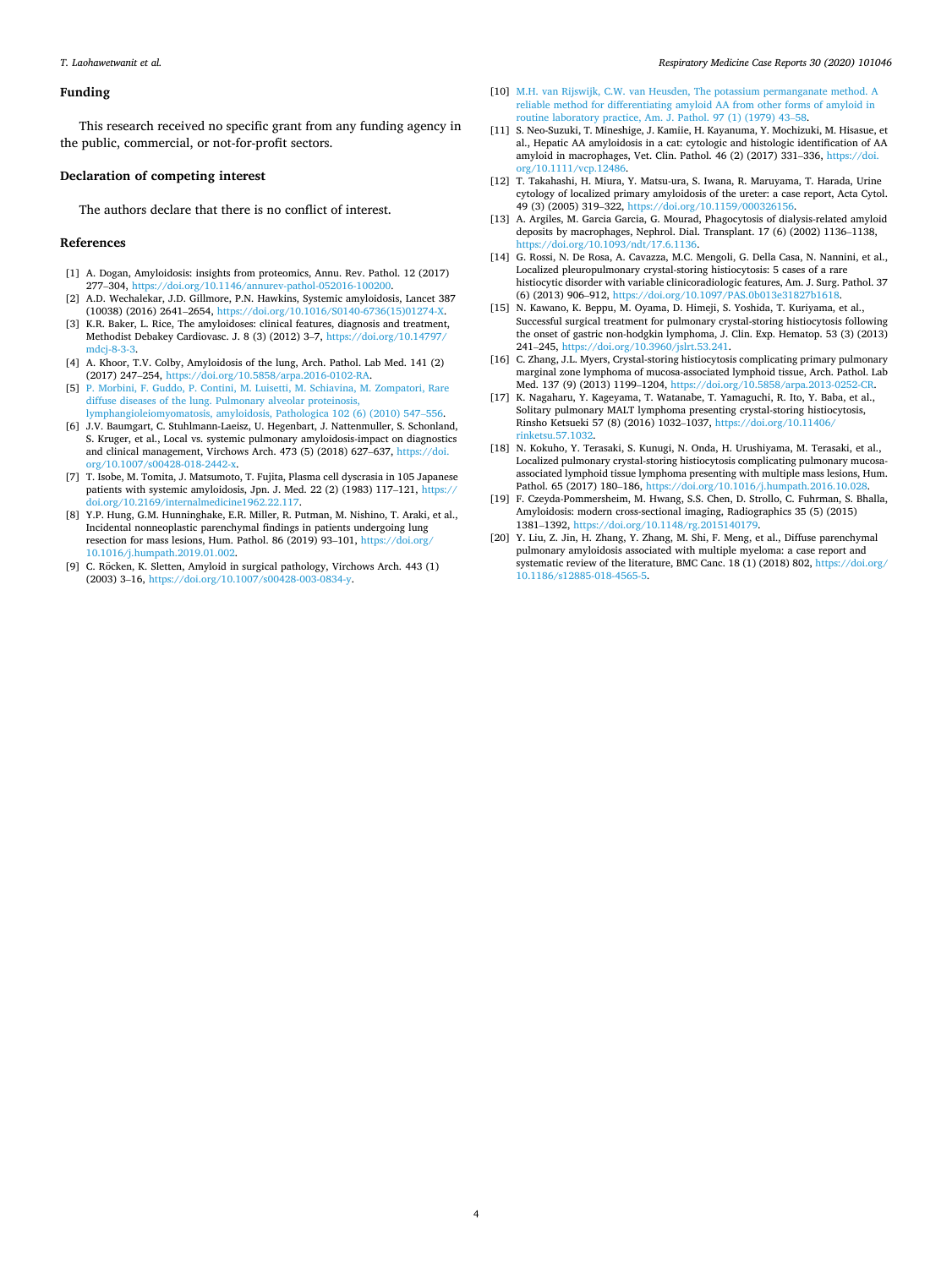## Funding

This research received no specific grant from any funding agency in the public, commercial, or not-for-profit sectors.

## Declaration of competing interest

The authors declare that there is no conflict of interest.

## References

[1] A. Dogan, Amyloidosis: insights from proteomics, Annu. Rev. Pathol. 12 (2017) 277–304, https://doi.org/10.1146/annurev-pathol-052016-100200.

[2] A.D. Wechalekar, J.D. Gillmore, P.N. Hawkins, Systemic amyloidosis, Lancet 387 (10038) (2016) 2641–2654, https://doi.org/10.1016/S0140-6736(15)01274-X.

[3] K.R. Baker, L. Rice, The amyloidoses: clinical features, diagnosis and treatment, Methodist Debakey Cardiovasc. J. 8 (3) (2012) 3–7, https://doi.org/10.14797/mdcj-8-3-3.

[4] A. Khoor, T.V. Colby, Amyloidosis of the lung, Arch. Pathol. Lab Med. 141 (2) (2017) 247–254, https://doi.org/10.5858/arpa.2016-0102-RA.

[5] P. Morbini, F. Guddo, P. Contini, M. Luisetti, M. Schiavina, M. Zompatori, Rare diffuse diseases of the lung. Pulmonary alveolar proteinosis, lymphangioleiomyomatosis, amyloidosis, Pathologica 102 (6) (2010) 547–556.

[6] J.V. Baumgart, C. Stuhlmann-Laeisz, U. Hegenbart, J. Nattenmuller, S. Schonland, S. Kruger, et al., Local vs. systemic pulmonary amyloidosis-impact on diagnostics and clinical management, Virchows Arch. 473 (5) (2018) 627–637, https://doi.org/10.1007/s00428-018-2442-x.

[7] T. Isobe, M. Tomita, J. Matsumoto, T. Fujita, Plasma cell dyscrasia in 105 Japanese patients with systemic amyloidosis, Jpn. J. Med. 22 (2) (1983) 117–121, https://doi.org/10.2169/internalmedicine1962.22.117.

[8] Y.P. Hung, G.M. Hunninghake, E.R. Miller, R. Putman, M. Nishino, T. Araki, et al., Incidental nonneoplastic parenchymal findings in patients undergoing lung resection for mass lesions, Hum. Pathol. 86 (2019) 93–101, https://doi.org/10.1016/j.humpath.2019.01.002.

[9] C. Röcken, K. Sletten, Amyloid in surgical pathology, Virchows Arch. 443 (1) (2003) 3–16, https://doi.org/10.1007/s00428-003-0834-y.

[10] M.H. van Rijswijk, C.W. van Heusden, The potassium permanganate method. A reliable method for differentiating amyloid AA from other forms of amyloid in routine laboratory practice, Am. J. Pathol. 97 (1) (1979) 43–58.

[11] S. Neo-Suzuki, T. Mineshige, J. Kamiie, H. Kayanuma, Y. Mochizuki, M. Hisasue, et al., Hepatic AA amyloidosis in a cat: cytologic and histologic identification of AA amyloid in macrophages, Vet. Clin. Pathol. 46 (2) (2017) 331–336, https://doi.org/10.1111/vcp.12486.

[12] T. Takahashi, H. Miura, Y. Matsu-ura, S. Iwana, R. Maruyama, T. Harada, Urine cytology of localized primary amyloidosis of the ureter: a case report, Acta Cytol. 49 (3) (2005) 319–322, https://doi.org/10.1159/000326156.

[13] A. Argiles, M. Garcia Garcia, G. Mourad, Phagocytosis of dialysis-related amyloid deposits by macrophages, Nephrol. Dial. Transplant. 17 (6) (2002) 1136–1138, https://doi.org/10.1093/ndt/17.6.1136.

[14] G. Rossi, N. De Rosa, A. Cavazza, M.C. Mengoli, G. Della Casa, N. Nannini, et al., Localized pleuropulmonary crystal-storing histiocytosis: 5 cases of a rare histiocytic disorder with variable clinicoradiologic features, Am. J. Surg. Pathol. 37 (6) (2013) 906–912, https://doi.org/10.1097/PAS.0b013e31827b1618.

[15] N. Kawano, K. Beppu, M. Oyama, D. Himeji, S. Yoshida, T. Kuriyama, et al., Successful surgical treatment for pulmonary crystal-storing histiocytosis following the onset of gastric non-hodgkin lymphoma, J. Clin. Exp. Hematop. 53 (3) (2013) 241–245, https://doi.org/10.3960/jslrt.53.241.

[16] C. Zhang, J.L. Myers, Crystal-storing histiocytosis complicating primary pulmonary marginal zone lymphoma of mucosa-associated lymphoid tissue, Arch. Pathol. Lab Med. 137 (9) (2013) 1199–1204, https://doi.org/10.5858/arpa.2013-0252-CR.

[17] K. Nagaharu, Y. Kageyama, T. Watanabe, T. Yamaguchi, R. Ito, Y. Baba, et al., Solitary pulmonary MALT lymphoma presenting crystal-storing histiocytosis, Rinsho Ketsueki 57 (8) (2016) 1032–1037, https://doi.org/10.11406/rinketsu.57.1032.

[18] N. Kokuho, Y. Terasaki, S. Kunugi, N. Onda, H. Urushiyama, M. Terasaki, et al., Localized pulmonary crystal-storing histiocytosis complicating pulmonary mucosa-associated lymphoid tissue lymphoma presenting with multiple mass lesions, Hum. Pathol. 65 (2017) 180–186, https://doi.org/10.1016/j.humpath.2016.10.028.

[19] F. Czeyda-Pommersheim, M. Hwang, S.S. Chen, D. Strollo, C. Fuhrman, S. Bhalla, Amyloidosis: modern cross-sectional imaging, Radiographics 35 (5) (2015) 1381–1392, https://doi.org/10.1148/rg.2015140179.

[20] Y. Liu, Z. Jin, H. Zhang, Y. Zhang, M. Shi, F. Meng, et al., Diffuse parenchymal pulmonary amyloidosis associated with multiple myeloma: a case report and systematic review of the literature, BMC Canc. 18 (1) (2018) 802, https://doi.org/10.1186/s12885-018-4565-5.